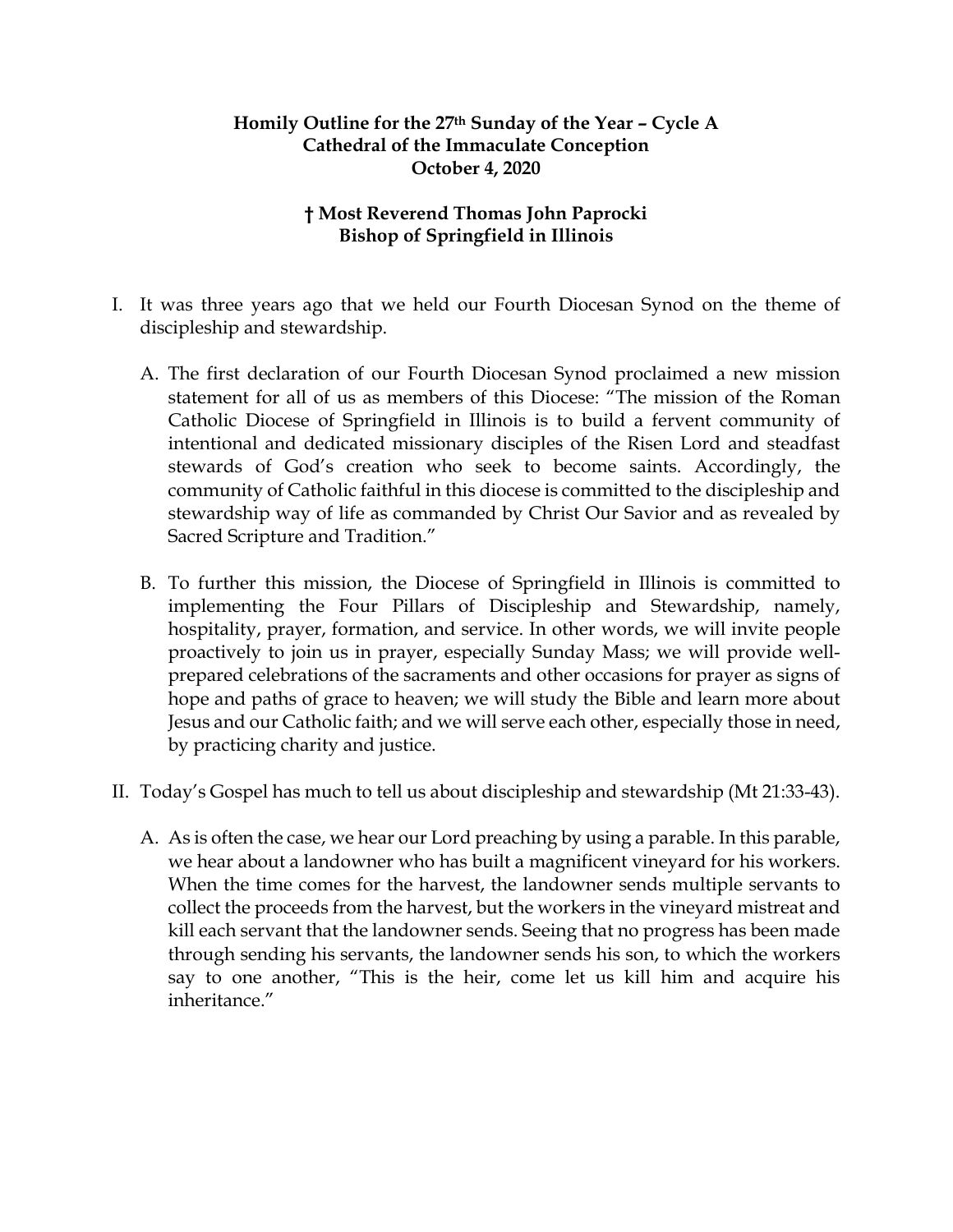**Homily Outline for the 27th Sunday of the Year – Cycle A**
**Cathedral of the Immaculate Conception**
**October 4, 2020**

**† Most Reverend Thomas John Paprocki**
**Bishop of Springfield in Illinois**

I. It was three years ago that we held our Fourth Diocesan Synod on the theme of discipleship and stewardship.

   A. The first declaration of our Fourth Diocesan Synod proclaimed a new mission statement for all of us as members of this Diocese: "The mission of the Roman Catholic Diocese of Springfield in Illinois is to build a fervent community of intentional and dedicated missionary disciples of the Risen Lord and steadfast stewards of God's creation who seek to become saints. Accordingly, the community of Catholic faithful in this diocese is committed to the discipleship and stewardship way of life as commanded by Christ Our Savior and as revealed by Sacred Scripture and Tradition."

   B. To further this mission, the Diocese of Springfield in Illinois is committed to implementing the Four Pillars of Discipleship and Stewardship, namely, hospitality, prayer, formation, and service. In other words, we will invite people proactively to join us in prayer, especially Sunday Mass; we will provide well-prepared celebrations of the sacraments and other occasions for prayer as signs of hope and paths of grace to heaven; we will study the Bible and learn more about Jesus and our Catholic faith; and we will serve each other, especially those in need, by practicing charity and justice.

II. Today's Gospel has much to tell us about discipleship and stewardship (Mt 21:33-43).

   A. As is often the case, we hear our Lord preaching by using a parable. In this parable, we hear about a landowner who has built a magnificent vineyard for his workers. When the time comes for the harvest, the landowner sends multiple servants to collect the proceeds from the harvest, but the workers in the vineyard mistreat and kill each servant that the landowner sends. Seeing that no progress has been made through sending his servants, the landowner sends his son, to which the workers say to one another, "This is the heir, come let us kill him and acquire his inheritance."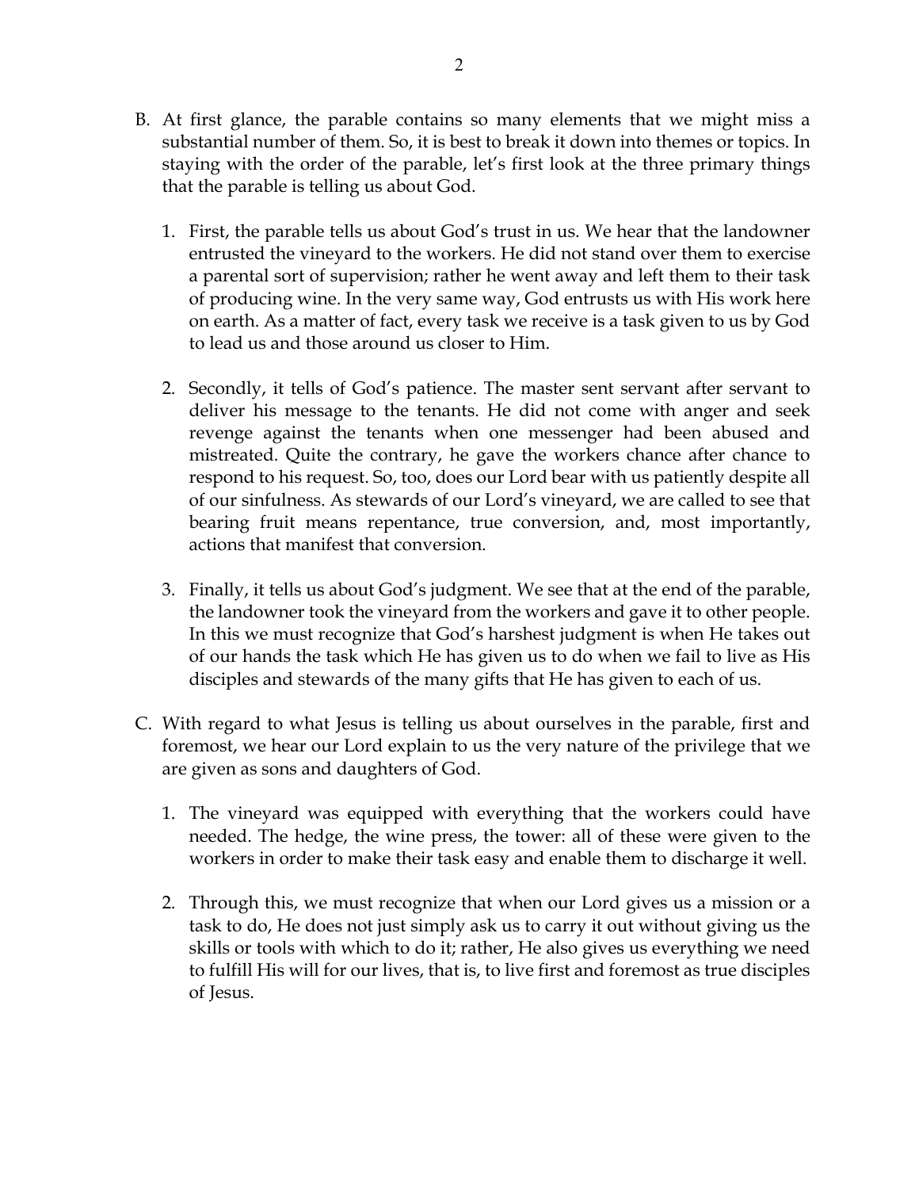B. At first glance, the parable contains so many elements that we might miss a substantial number of them. So, it is best to break it down into themes or topics. In staying with the order of the parable, let's first look at the three primary things that the parable is telling us about God.

   1. First, the parable tells us about God's trust in us. We hear that the landowner entrusted the vineyard to the workers. He did not stand over them to exercise a parental sort of supervision; rather he went away and left them to their task of producing wine. In the very same way, God entrusts us with His work here on earth. As a matter of fact, every task we receive is a task given to us by God to lead us and those around us closer to Him.

   2. Secondly, it tells of God's patience. The master sent servant after servant to deliver his message to the tenants. He did not come with anger and seek revenge against the tenants when one messenger had been abused and mistreated. Quite the contrary, he gave the workers chance after chance to respond to his request. So, too, does our Lord bear with us patiently despite all of our sinfulness. As stewards of our Lord's vineyard, we are called to see that bearing fruit means repentance, true conversion, and, most importantly, actions that manifest that conversion.

   3. Finally, it tells us about God's judgment. We see that at the end of the parable, the landowner took the vineyard from the workers and gave it to other people. In this we must recognize that God's harshest judgment is when He takes out of our hands the task which He has given us to do when we fail to live as His disciples and stewards of the many gifts that He has given to each of us.

C. With regard to what Jesus is telling us about ourselves in the parable, first and foremost, we hear our Lord explain to us the very nature of the privilege that we are given as sons and daughters of God.

   1. The vineyard was equipped with everything that the workers could have needed. The hedge, the wine press, the tower: all of these were given to the workers in order to make their task easy and enable them to discharge it well.

   2. Through this, we must recognize that when our Lord gives us a mission or a task to do, He does not just simply ask us to carry it out without giving us the skills or tools with which to do it; rather, He also gives us everything we need to fulfill His will for our lives, that is, to live first and foremost as true disciples of Jesus.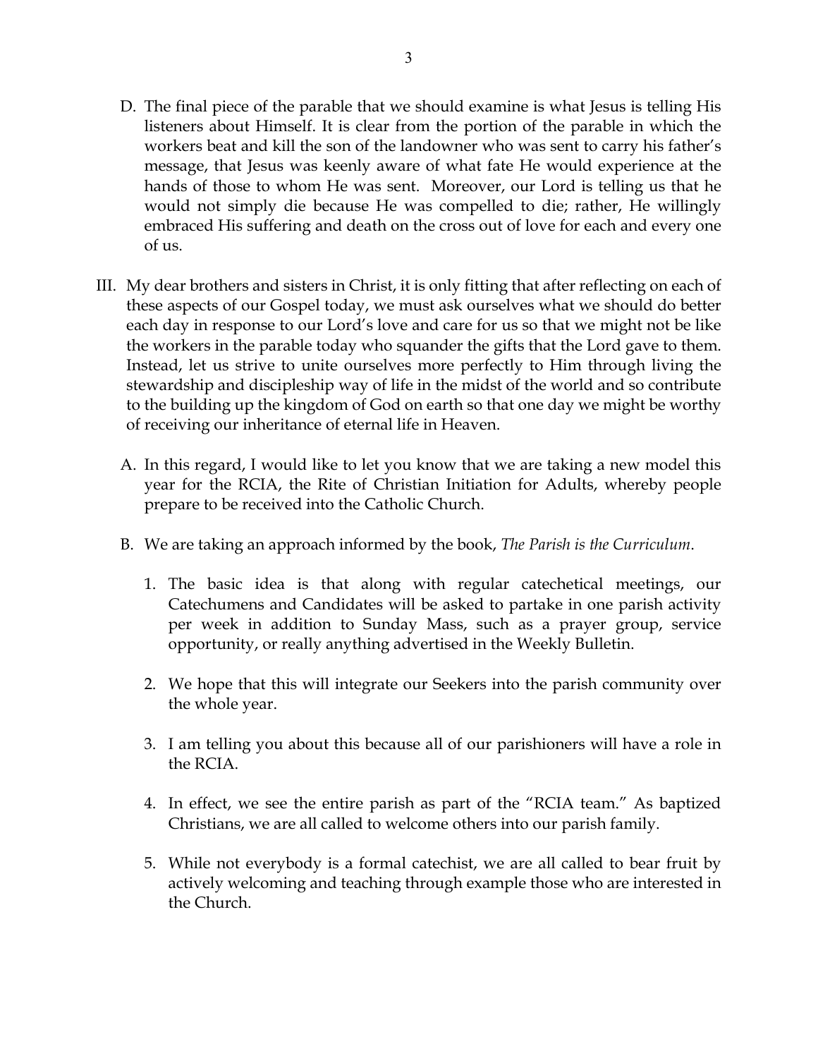D. The final piece of the parable that we should examine is what Jesus is telling His listeners about Himself. It is clear from the portion of the parable in which the workers beat and kill the son of the landowner who was sent to carry his father's message, that Jesus was keenly aware of what fate He would experience at the hands of those to whom He was sent. Moreover, our Lord is telling us that he would not simply die because He was compelled to die; rather, He willingly embraced His suffering and death on the cross out of love for each and every one of us.

III. My dear brothers and sisters in Christ, it is only fitting that after reflecting on each of these aspects of our Gospel today, we must ask ourselves what we should do better each day in response to our Lord's love and care for us so that we might not be like the workers in the parable today who squander the gifts that the Lord gave to them. Instead, let us strive to unite ourselves more perfectly to Him through living the stewardship and discipleship way of life in the midst of the world and so contribute to the building up the kingdom of God on earth so that one day we might be worthy of receiving our inheritance of eternal life in Heaven.

A. In this regard, I would like to let you know that we are taking a new model this year for the RCIA, the Rite of Christian Initiation for Adults, whereby people prepare to be received into the Catholic Church.

B. We are taking an approach informed by the book, *The Parish is the Curriculum*.

1. The basic idea is that along with regular catechetical meetings, our Catechumens and Candidates will be asked to partake in one parish activity per week in addition to Sunday Mass, such as a prayer group, service opportunity, or really anything advertised in the Weekly Bulletin.

2. We hope that this will integrate our Seekers into the parish community over the whole year.

3. I am telling you about this because all of our parishioners will have a role in the RCIA.

4. In effect, we see the entire parish as part of the "RCIA team." As baptized Christians, we are all called to welcome others into our parish family.

5. While not everybody is a formal catechist, we are all called to bear fruit by actively welcoming and teaching through example those who are interested in the Church.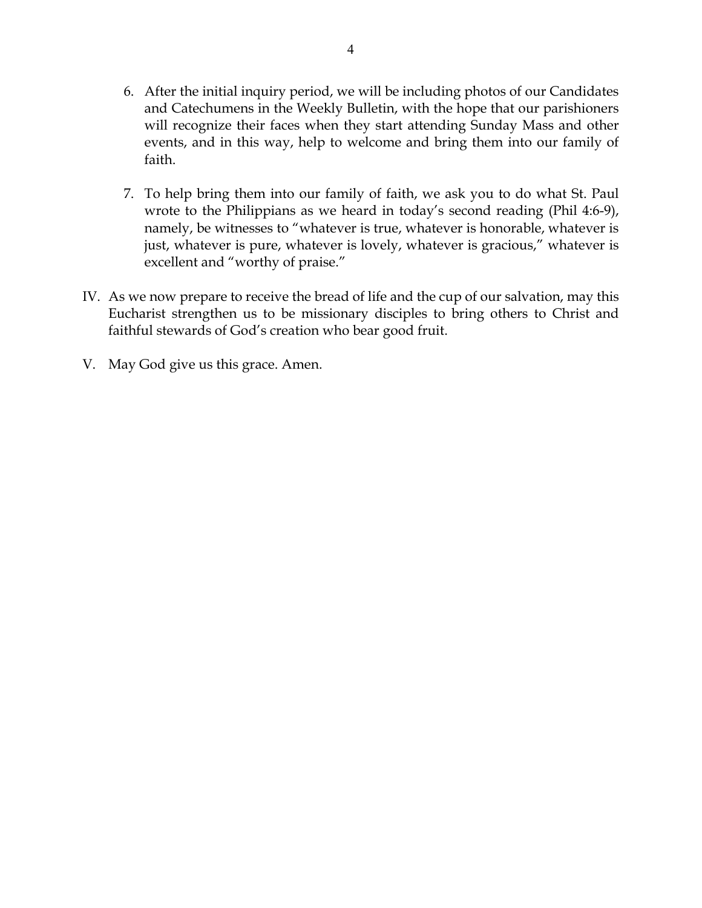6. After the initial inquiry period, we will be including photos of our Candidates and Catechumens in the Weekly Bulletin, with the hope that our parishioners will recognize their faces when they start attending Sunday Mass and other events, and in this way, help to welcome and bring them into our family of faith.

7. To help bring them into our family of faith, we ask you to do what St. Paul wrote to the Philippians as we heard in today's second reading (Phil 4:6-9), namely, be witnesses to "whatever is true, whatever is honorable, whatever is just, whatever is pure, whatever is lovely, whatever is gracious," whatever is excellent and "worthy of praise."

IV. As we now prepare to receive the bread of life and the cup of our salvation, may this Eucharist strengthen us to be missionary disciples to bring others to Christ and faithful stewards of God's creation who bear good fruit.

V. May God give us this grace. Amen.